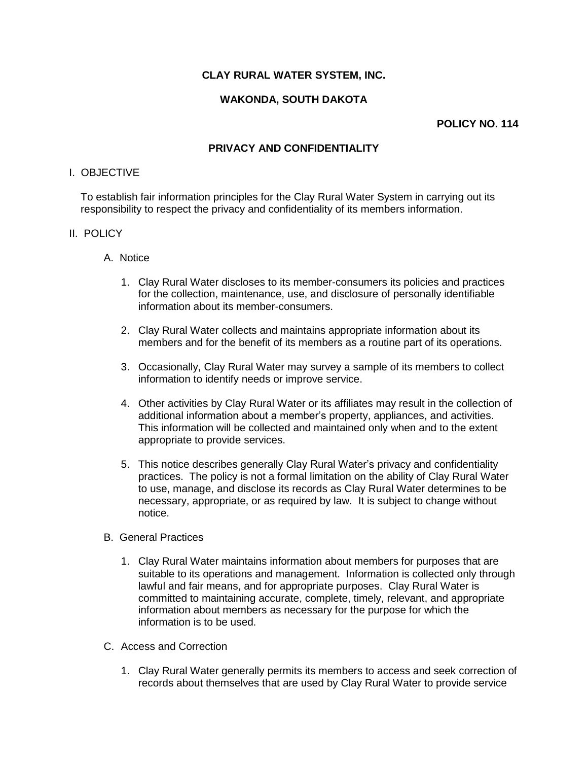**CLAY RURAL WATER SYSTEM, INC.**

**WAKONDA, SOUTH DAKOTA**

**POLICY NO. 114**

**PRIVACY AND CONFIDENTIALITY**

I. OBJECTIVE

To establish fair information principles for the Clay Rural Water System in carrying out its responsibility to respect the privacy and confidentiality of its members information.

II. POLICY

A. Notice

1. Clay Rural Water discloses to its member-consumers its policies and practices for the collection, maintenance, use, and disclosure of personally identifiable information about its member-consumers.

2. Clay Rural Water collects and maintains appropriate information about its members and for the benefit of its members as a routine part of its operations.

3. Occasionally, Clay Rural Water may survey a sample of its members to collect information to identify needs or improve service.

4. Other activities by Clay Rural Water or its affiliates may result in the collection of additional information about a member's property, appliances, and activities. This information will be collected and maintained only when and to the extent appropriate to provide services.

5. This notice describes generally Clay Rural Water's privacy and confidentiality practices. The policy is not a formal limitation on the ability of Clay Rural Water to use, manage, and disclose its records as Clay Rural Water determines to be necessary, appropriate, or as required by law. It is subject to change without notice.

B. General Practices

1. Clay Rural Water maintains information about members for purposes that are suitable to its operations and management. Information is collected only through lawful and fair means, and for appropriate purposes. Clay Rural Water is committed to maintaining accurate, complete, timely, relevant, and appropriate information about members as necessary for the purpose for which the information is to be used.

C. Access and Correction

1. Clay Rural Water generally permits its members to access and seek correction of records about themselves that are used by Clay Rural Water to provide service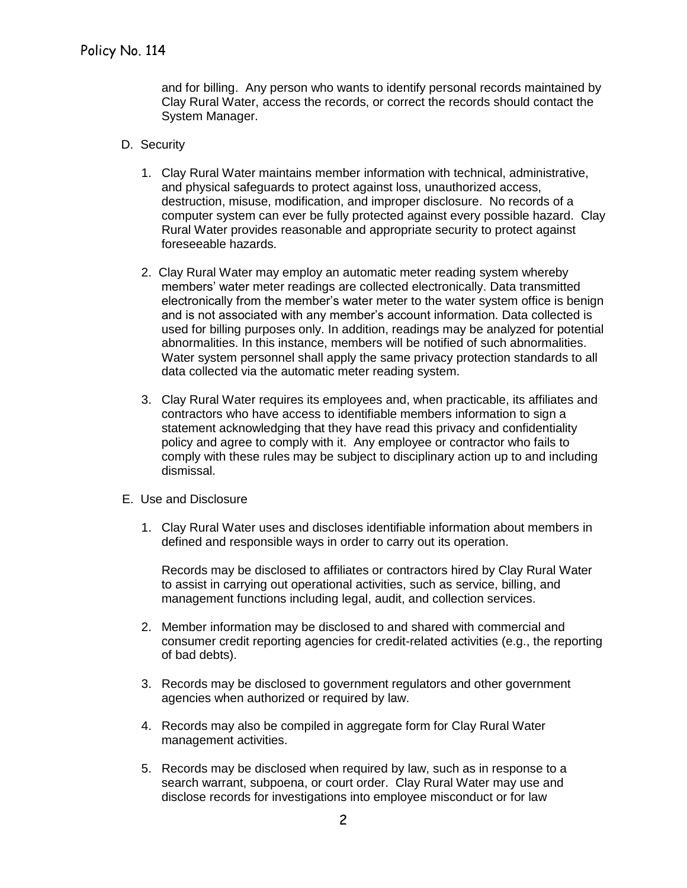and for billing. Any person who wants to identify personal records maintained by Clay Rural Water, access the records, or correct the records should contact the System Manager.

D. Security

1. Clay Rural Water maintains member information with technical, administrative, and physical safeguards to protect against loss, unauthorized access, destruction, misuse, modification, and improper disclosure. No records of a computer system can ever be fully protected against every possible hazard. Clay Rural Water provides reasonable and appropriate security to protect against foreseeable hazards.

2. Clay Rural Water may employ an automatic meter reading system whereby members' water meter readings are collected electronically. Data transmitted electronically from the member's water meter to the water system office is benign and is not associated with any member's account information. Data collected is used for billing purposes only. In addition, readings may be analyzed for potential abnormalities. In this instance, members will be notified of such abnormalities. Water system personnel shall apply the same privacy protection standards to all data collected via the automatic meter reading system.

3. Clay Rural Water requires its employees and, when practicable, its affiliates and contractors who have access to identifiable members information to sign a statement acknowledging that they have read this privacy and confidentiality policy and agree to comply with it. Any employee or contractor who fails to comply with these rules may be subject to disciplinary action up to and including dismissal.

E. Use and Disclosure

1. Clay Rural Water uses and discloses identifiable information about members in defined and responsible ways in order to carry out its operation.

   Records may be disclosed to affiliates or contractors hired by Clay Rural Water to assist in carrying out operational activities, such as service, billing, and management functions including legal, audit, and collection services.

2. Member information may be disclosed to and shared with commercial and consumer credit reporting agencies for credit-related activities (e.g., the reporting of bad debts).

3. Records may be disclosed to government regulators and other government agencies when authorized or required by law.

4. Records may also be compiled in aggregate form for Clay Rural Water management activities.

5. Records may be disclosed when required by law, such as in response to a search warrant, subpoena, or court order. Clay Rural Water may use and disclose records for investigations into employee misconduct or for law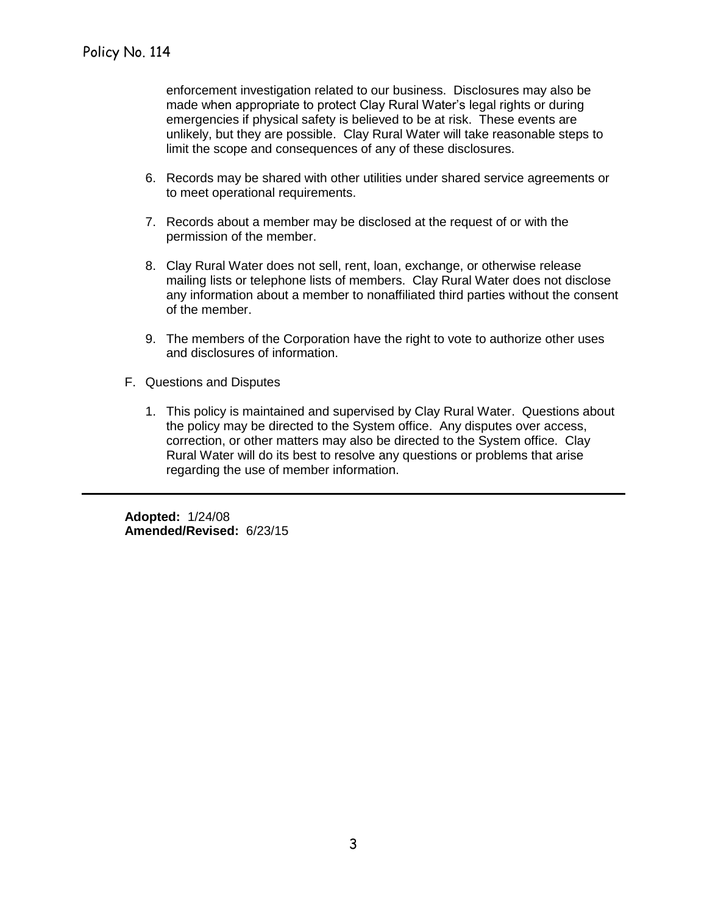enforcement investigation related to our business. Disclosures may also be made when appropriate to protect Clay Rural Water's legal rights or during emergencies if physical safety is believed to be at risk. These events are unlikely, but they are possible. Clay Rural Water will take reasonable steps to limit the scope and consequences of any of these disclosures.

6. Records may be shared with other utilities under shared service agreements or to meet operational requirements.

7. Records about a member may be disclosed at the request of or with the permission of the member.

8. Clay Rural Water does not sell, rent, loan, exchange, or otherwise release mailing lists or telephone lists of members. Clay Rural Water does not disclose any information about a member to nonaffiliated third parties without the consent of the member.

9. The members of the Corporation have the right to vote to authorize other uses and disclosures of information.

F. Questions and Disputes

1. This policy is maintained and supervised by Clay Rural Water. Questions about the policy may be directed to the System office. Any disputes over access, correction, or other matters may also be directed to the System office. Clay Rural Water will do its best to resolve any questions or problems that arise regarding the use of member information.

---

**Adopted:** 1/24/08
**Amended/Revised:** 6/23/15